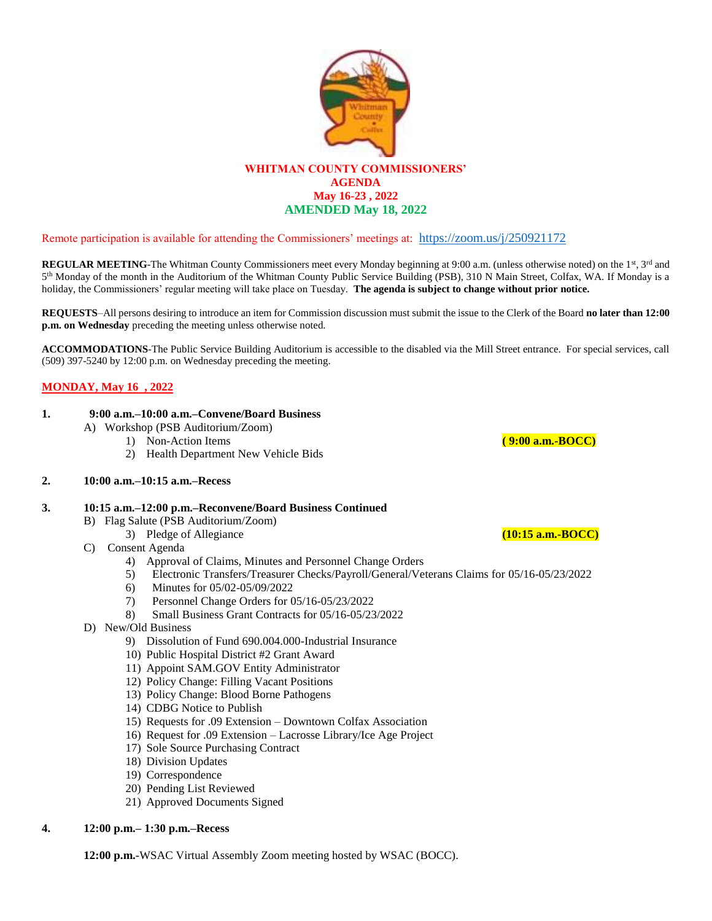# WHITMAN COUNTY COMMISSIONERS' AGENDA

## May 16-23 , 2022

## AMENDED May 18, 2022

Remote participation is available for attending the Commissioners' meetings at: https://zoom.us/j/250921172

**REGULAR MEETING**-The Whitman County Commissioners meet every Monday beginning at 9:00 a.m. (unless otherwise noted) on the 1st, 3rd and 5th Monday of the month in the Auditorium of the Whitman County Public Service Building (PSB), 310 N Main Street, Colfax, WA. If Monday is a holiday, the Commissioners' regular meeting will take place on Tuesday. **The agenda is subject to change without prior notice.**

**REQUESTS**–All persons desiring to introduce an item for Commission discussion must submit the issue to the Clerk of the Board **no later than 12:00 p.m. on Wednesday** preceding the meeting unless otherwise noted.

**ACCOMMODATIONS**-The Public Service Building Auditorium is accessible to the disabled via the Mill Street entrance. For special services, call (509) 397-5240 by 12:00 p.m. on Wednesday preceding the meeting.

## MONDAY, May 16 , 2022

**1. 9:00 a.m.–10:00 a.m.–Convene/Board Business**

A) Workshop (PSB Auditorium/Zoom)

1) Non-Action Items **( 9:00 a.m.-BOCC)**
2) Health Department New Vehicle Bids

**2. 10:00 a.m.–10:15 a.m.–Recess**

**3. 10:15 a.m.–12:00 p.m.–Reconvene/Board Business Continued**

B) Flag Salute (PSB Auditorium/Zoom)

3) Pledge of Allegiance **(10:15 a.m.-BOCC)**

C) Consent Agenda

4) Approval of Claims, Minutes and Personnel Change Orders
5) Electronic Transfers/Treasurer Checks/Payroll/General/Veterans Claims for 05/16-05/23/2022
6) Minutes for 05/02-05/09/2022
7) Personnel Change Orders for 05/16-05/23/2022
8) Small Business Grant Contracts for 05/16-05/23/2022

D) New/Old Business

9) Dissolution of Fund 690.004.000-Industrial Insurance
10) Public Hospital District #2 Grant Award
11) Appoint SAM.GOV Entity Administrator
12) Policy Change: Filling Vacant Positions
13) Policy Change: Blood Borne Pathogens
14) CDBG Notice to Publish
15) Requests for .09 Extension – Downtown Colfax Association
16) Request for .09 Extension – Lacrosse Library/Ice Age Project
17) Sole Source Purchasing Contract
18) Division Updates
19) Correspondence
20) Pending List Reviewed
21) Approved Documents Signed

**4. 12:00 p.m.– 1:30 p.m.–Recess**

**12:00 p.m.**-WSAC Virtual Assembly Zoom meeting hosted by WSAC (BOCC).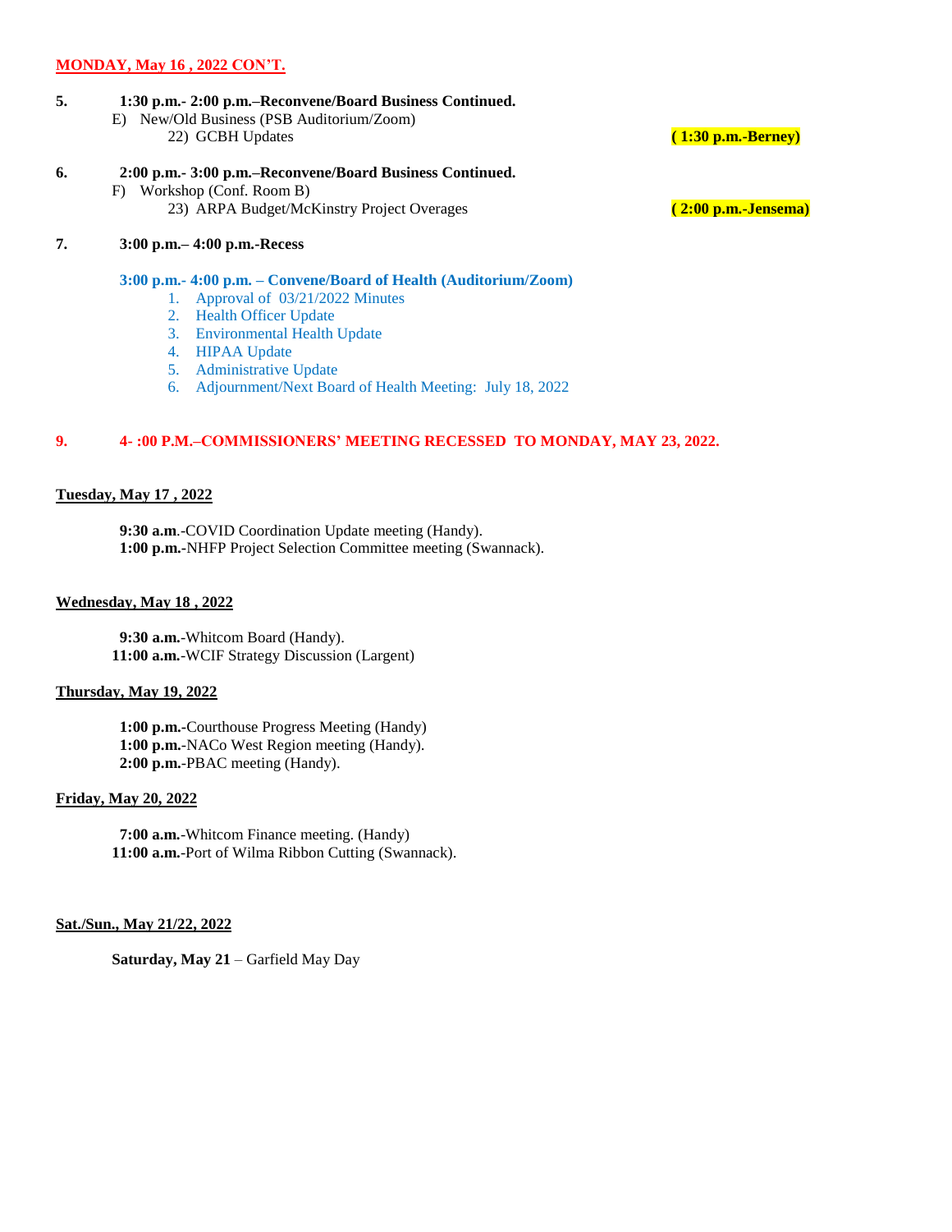**MONDAY, May 16 , 2022 CON'T.**

**5.** **1:30 p.m.- 2:00 p.m.–Reconvene/Board Business Continued.**

E) New/Old Business (PSB Auditorium/Zoom)

22) GCBH Updates **( 1:30 p.m.-Berney)**

**6.** **2:00 p.m.- 3:00 p.m.–Reconvene/Board Business Continued.**

F) Workshop (Conf. Room B)

23) ARPA Budget/McKinstry Project Overages **( 2:00 p.m.-Jensema)**

**7.** **3:00 p.m.– 4:00 p.m.-Recess**

**3:00 p.m.- 4:00 p.m. – Convene/Board of Health (Auditorium/Zoom)**

1. Approval of 03/21/2022 Minutes
2. Health Officer Update
3. Environmental Health Update
4. HIPAA Update
5. Administrative Update
6. Adjournment/Next Board of Health Meeting: July 18, 2022

**9.** **4- :00 P.M.–COMMISSIONERS' MEETING RECESSED TO MONDAY, MAY 23, 2022.**

**Tuesday, May 17 , 2022**

**9:30 a.m**.-COVID Coordination Update meeting (Handy).
**1:00 p.m.**-NHFP Project Selection Committee meeting (Swannack).

**Wednesday, May 18 , 2022**

**9:30 a.m.**-Whitcom Board (Handy).
**11:00 a.m.**-WCIF Strategy Discussion (Largent)

**Thursday, May 19, 2022**

**1:00 p.m.-**Courthouse Progress Meeting (Handy)
**1:00 p.m.**-NACo West Region meeting (Handy).
**2:00 p.m.**-PBAC meeting (Handy).

**Friday, May 20, 2022**

**7:00 a.m.**-Whitcom Finance meeting. (Handy)
**11:00 a.m.**-Port of Wilma Ribbon Cutting (Swannack).

**Sat./Sun., May 21/22, 2022**

**Saturday, May 21** – Garfield May Day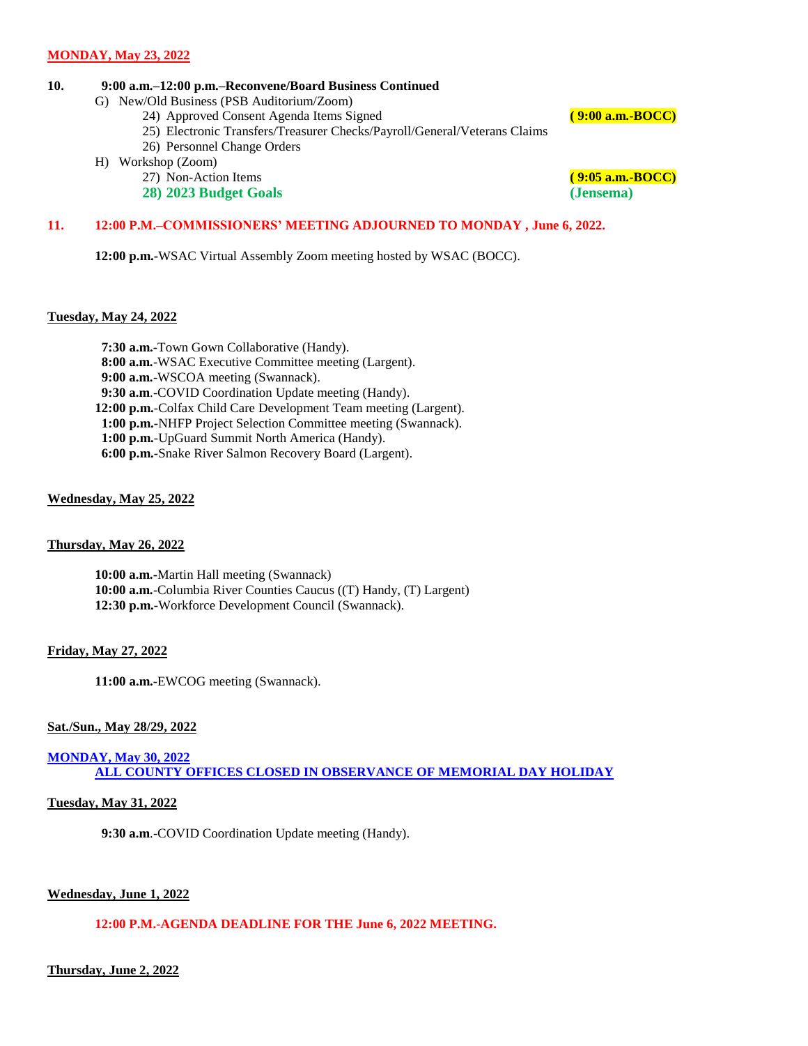**MONDAY, May 23, 2022**

**10. 9:00 a.m.–12:00 p.m.–Reconvene/Board Business Continued**

G) New/Old Business (PSB Auditorium/Zoom)

24) Approved Consent Agenda Items Signed **( 9:00 a.m.-BOCC)**

25) Electronic Transfers/Treasurer Checks/Payroll/General/Veterans Claims

26) Personnel Change Orders

H) Workshop (Zoom)

27) Non-Action Items **( 9:05 a.m.-BOCC)**

**28) 2023 Budget Goals** **(Jensema)**

**11. 12:00 P.M.–COMMISSIONERS' MEETING ADJOURNED TO MONDAY , June 6, 2022.**

**12:00 p.m.**-WSAC Virtual Assembly Zoom meeting hosted by WSAC (BOCC).

**Tuesday, May 24, 2022**

**7:30 a.m.**-Town Gown Collaborative (Handy).
**8:00 a.m.**-WSAC Executive Committee meeting (Largent).
**9:00 a.m.**-WSCOA meeting (Swannack).
**9:30 a.m**.-COVID Coordination Update meeting (Handy).
**12:00 p.m.**-Colfax Child Care Development Team meeting (Largent).
**1:00 p.m.**-NHFP Project Selection Committee meeting (Swannack).
**1:00 p.m.**-UpGuard Summit North America (Handy).
**6:00 p.m.**-Snake River Salmon Recovery Board (Largent).

**Wednesday, May 25, 2022**

**Thursday, May 26, 2022**

**10:00 a.m.**-Martin Hall meeting (Swannack)
**10:00 a.m.**-Columbia River Counties Caucus ((T) Handy, (T) Largent)
**12:30 p.m.**-Workforce Development Council (Swannack).

**Friday, May 27, 2022**

**11:00 a.m.**-EWCOG meeting (Swannack).

**Sat./Sun., May 28/29, 2022**

**MONDAY, May 30, 2022**

**ALL COUNTY OFFICES CLOSED IN OBSERVANCE OF MEMORIAL DAY HOLIDAY**

**Tuesday, May 31, 2022**

**9:30 a.m**.-COVID Coordination Update meeting (Handy).

**Wednesday, June 1, 2022**

**12:00 P.M.-AGENDA DEADLINE FOR THE June 6, 2022 MEETING.**

**Thursday, June 2, 2022**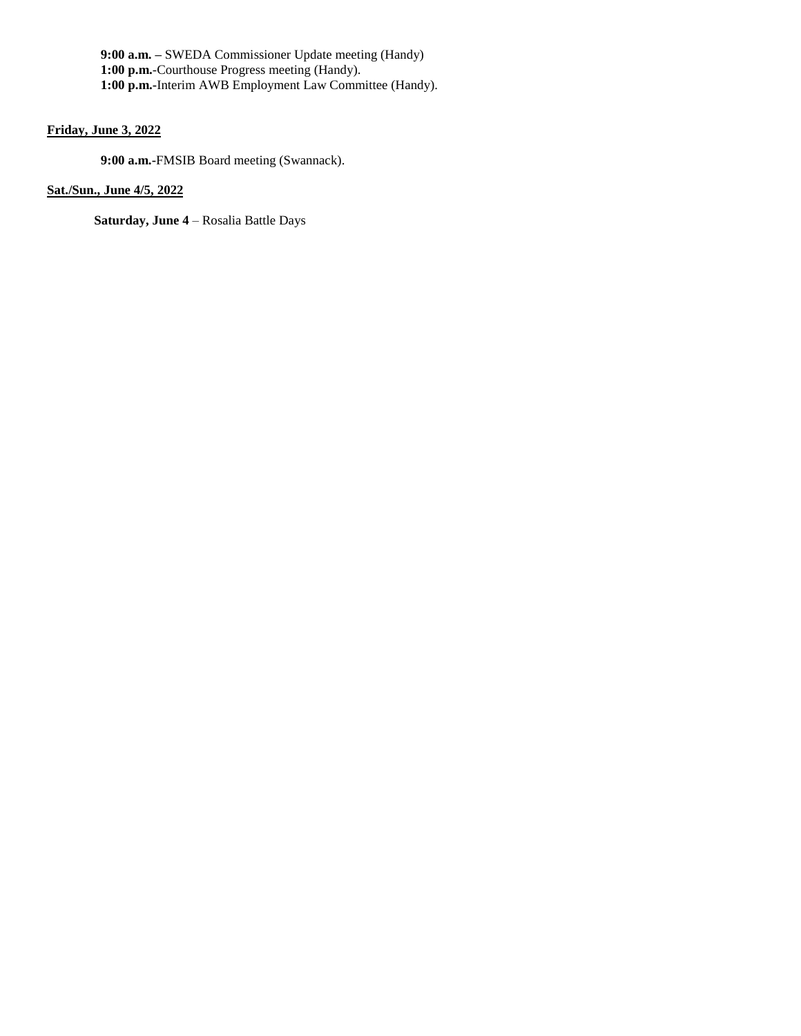**9:00 a.m. –** SWEDA Commissioner Update meeting (Handy)
**1:00 p.m.**-Courthouse Progress meeting (Handy).
**1:00 p.m.**-Interim AWB Employment Law Committee (Handy).

**Friday, June 3, 2022**

**9:00 a.m.**-FMSIB Board meeting (Swannack).

**Sat./Sun., June 4/5, 2022**

**Saturday, June 4** – Rosalia Battle Days